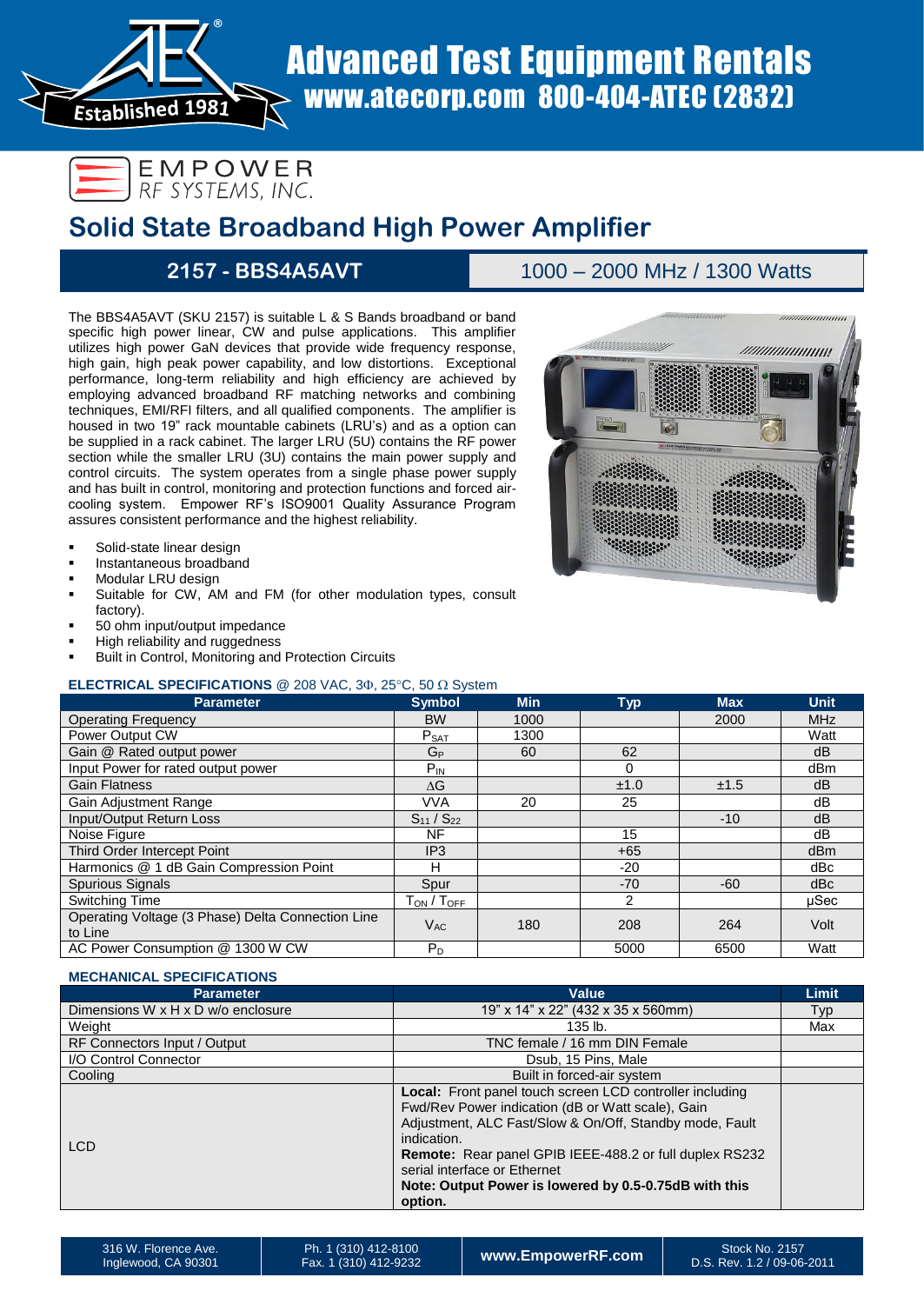Advanced Test Equipment Rentals
www.atecorp.com 800-404-ATEC (2832)

Established 1981

EMPOWER
RF SYSTEMS, INC.

# Solid State Broadband High Power Amplifier

## 2157 - BBS4A5AVT

1000 – 2000 MHz / 1300 Watts

The BBS4A5AVT (SKU 2157) is suitable L & S Bands broadband or band specific high power linear, CW and pulse applications. This amplifier utilizes high power GaN devices that provide wide frequency response, high gain, high peak power capability, and low distortions. Exceptional performance, long-term reliability and high efficiency are achieved by employing advanced broadband RF matching networks and combining techniques, EMI/RFI filters, and all qualified components. The amplifier is housed in two 19" rack mountable cabinets (LRU's) and as a option can be supplied in a rack cabinet. The larger LRU (5U) contains the RF power section while the smaller LRU (3U) contains the main power supply and control circuits. The system operates from a single phase power supply and has built in control, monitoring and protection functions and forced air-cooling system. Empower RF's ISO9001 Quality Assurance Program assures consistent performance and the highest reliability.

- Solid-state linear design
- Instantaneous broadband
- Modular LRU design
- Suitable for CW, AM and FM (for other modulation types, consult factory).
- 50 ohm input/output impedance
- High reliability and ruggedness
- Built in Control, Monitoring and Protection Circuits

### ELECTRICAL SPECIFICATIONS @ 208 VAC, 3Φ, 25°C, 50 Ω System

| Parameter | Symbol | Min | Typ | Max | Unit |
|---|---|---|---|---|---|
| Operating Frequency | BW | 1000 | | 2000 | MHz |
| Power Output CW | $P_{SAT}$ | 1300 | | | Watt |
| Gain @ Rated output power | $G_P$ | 60 | 62 | | dB |
| Input Power for rated output power | $P_{IN}$ | | 0 | | dBm |
| Gain Flatness | ΔG | | ±1.0 | ±1.5 | dB |
| Gain Adjustment Range | VVA | 20 | 25 | | dB |
| Input/Output Return Loss | $S_{11}$ / $S_{22}$ | | | -10 | dB |
| Noise Figure | NF | | 15 | | dB |
| Third Order Intercept Point | IP3 | | +65 | | dBm |
| Harmonics @ 1 dB Gain Compression Point | H | | -20 | | dBc |
| Spurious Signals | Spur | | -70 | -60 | dBc |
| Switching Time | $T_{ON}$ / $T_{OFF}$ | | 2 | | µSec |
| Operating Voltage (3 Phase) Delta Connection Line to Line | $V_{AC}$ | 180 | 208 | 264 | Volt |
| AC Power Consumption @ 1300 W CW | $P_D$ | | 5000 | 6500 | Watt |

### MECHANICAL SPECIFICATIONS

| Parameter | Value | Limit |
|---|---|---|
| Dimensions W x H x D w/o enclosure | 19" x 14" x 22" (432 x 35 x 560mm) | Typ |
| Weight | 135 lb. | Max |
| RF Connectors Input / Output | TNC female / 16 mm DIN Female | |
| I/O Control Connector | Dsub, 15 Pins, Male | |
| Cooling | Built in forced-air system | |
| LCD | **Local:** Front panel touch screen LCD controller including Fwd/Rev Power indication (dB or Watt scale), Gain Adjustment, ALC Fast/Slow & On/Off, Standby mode, Fault indication. **Remote:** Rear panel GPIB IEEE-488.2 or full duplex RS232 serial interface or Ethernet **Note: Output Power is lowered by 0.5-0.75dB with this option.** | |

316 W. Florence Ave. Inglewood, CA 90301 | Ph. 1 (310) 412-8100 Fax. 1 (310) 412-9232 | www.EmpowerRF.com | Stock No. 2157 D.S. Rev. 1.2 / 09-06-2011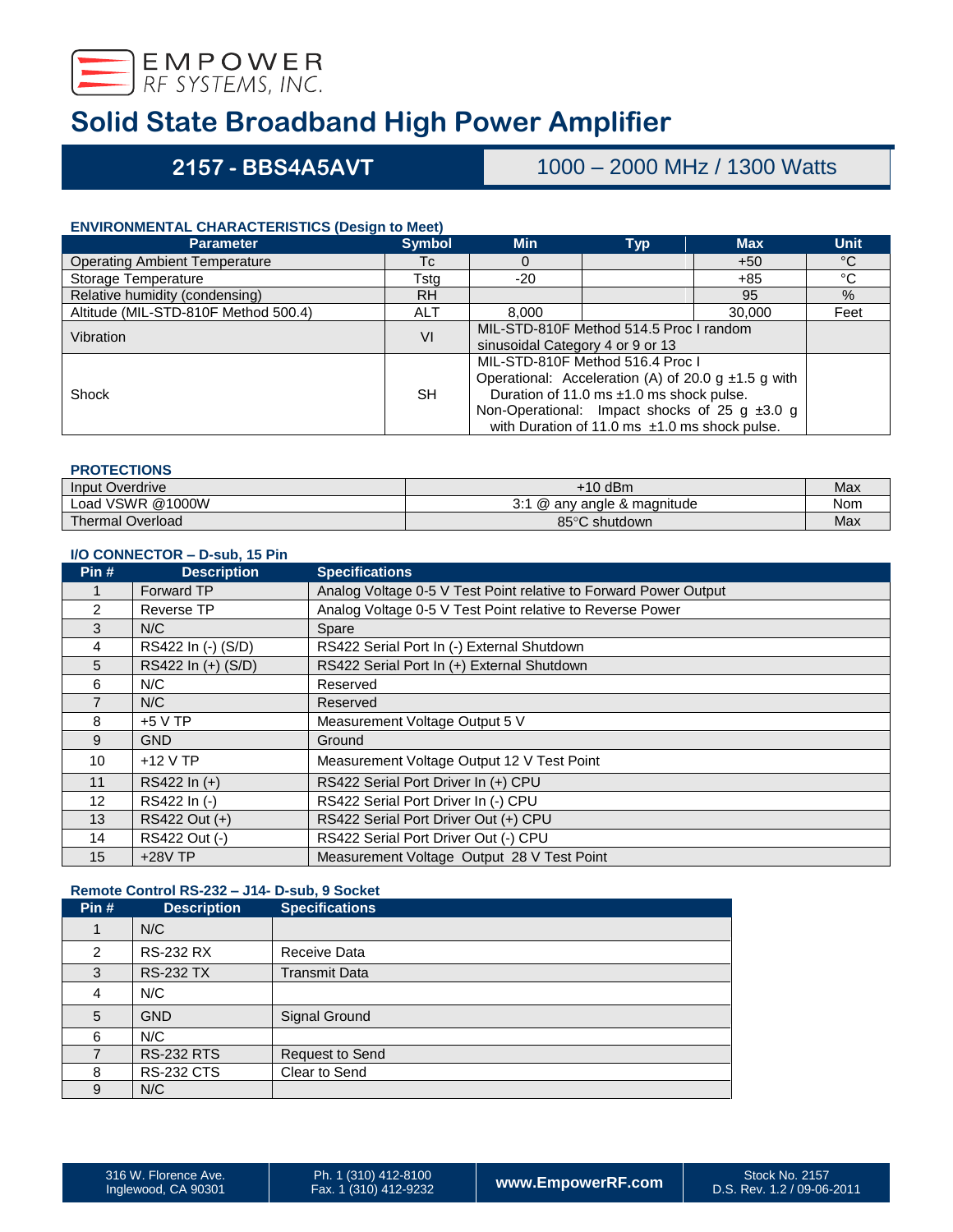# Solid State Broadband High Power Amplifier

## 2157 - BBS4A5AVT | 1000 – 2000 MHz / 1300 Watts

### ENVIRONMENTAL CHARACTERISTICS (Design to Meet)

| Parameter | Symbol | Min | Typ | Max | Unit |
|---|---|---|---|---|---|
| Operating Ambient Temperature | Tc | 0 | | +50 | °C |
| Storage Temperature | Tstg | -20 | | +85 | °C |
| Relative humidity (condensing) | RH | | | 95 | % |
| Altitude (MIL-STD-810F Method 500.4) | ALT | 8,000 | | 30,000 | Feet |
| Vibration | VI | MIL-STD-810F Method 514.5 Proc I random sinusoidal Category 4 or 9 or 13 | | | |
| Shock | SH | MIL-STD-810F Method 516.4 Proc I Operational: Acceleration (A) of 20.0 g ±1.5 g with Duration of 11.0 ms ±1.0 ms shock pulse. Non-Operational: Impact shocks of 25 g ±3.0 g with Duration of 11.0 ms ±1.0 ms shock pulse. | | | |

### PROTECTIONS

| | | |
|---|---|---|
| Input Overdrive | +10 dBm | Max |
| Load VSWR @1000W | 3:1 @ any angle & magnitude | Nom |
| Thermal Overload | 85°C shutdown | Max |

### I/O CONNECTOR – D-sub, 15 Pin

| Pin # | Description | Specifications |
|---|---|---|
| 1 | Forward TP | Analog Voltage 0-5 V Test Point relative to Forward Power Output |
| 2 | Reverse TP | Analog Voltage 0-5 V Test Point relative to Reverse Power |
| 3 | N/C | Spare |
| 4 | RS422 In (-) (S/D) | RS422 Serial Port In (-) External Shutdown |
| 5 | RS422 In (+) (S/D) | RS422 Serial Port In (+) External Shutdown |
| 6 | N/C | Reserved |
| 7 | N/C | Reserved |
| 8 | +5 V TP | Measurement Voltage Output 5 V |
| 9 | GND | Ground |
| 10 | +12 V TP | Measurement Voltage Output 12 V Test Point |
| 11 | RS422 In (+) | RS422 Serial Port Driver In (+) CPU |
| 12 | RS422 In (-) | RS422 Serial Port Driver In (-) CPU |
| 13 | RS422 Out (+) | RS422 Serial Port Driver Out (+) CPU |
| 14 | RS422 Out (-) | RS422 Serial Port Driver Out (-) CPU |
| 15 | +28V TP | Measurement Voltage Output 28 V Test Point |

### Remote Control RS-232 – J14- D-sub, 9 Socket

| Pin # | Description | Specifications |
|---|---|---|
| 1 | N/C | |
| 2 | RS-232 RX | Receive Data |
| 3 | RS-232 TX | Transmit Data |
| 4 | N/C | |
| 5 | GND | Signal Ground |
| 6 | N/C | |
| 7 | RS-232 RTS | Request to Send |
| 8 | RS-232 CTS | Clear to Send |
| 9 | N/C | |

316 W. Florence Ave. Inglewood, CA 90301 | Ph. 1 (310) 412-8100 Fax. 1 (310) 412-9232 | www.EmpowerRF.com | Stock No. 2157 D.S. Rev. 1.2 / 09-06-2011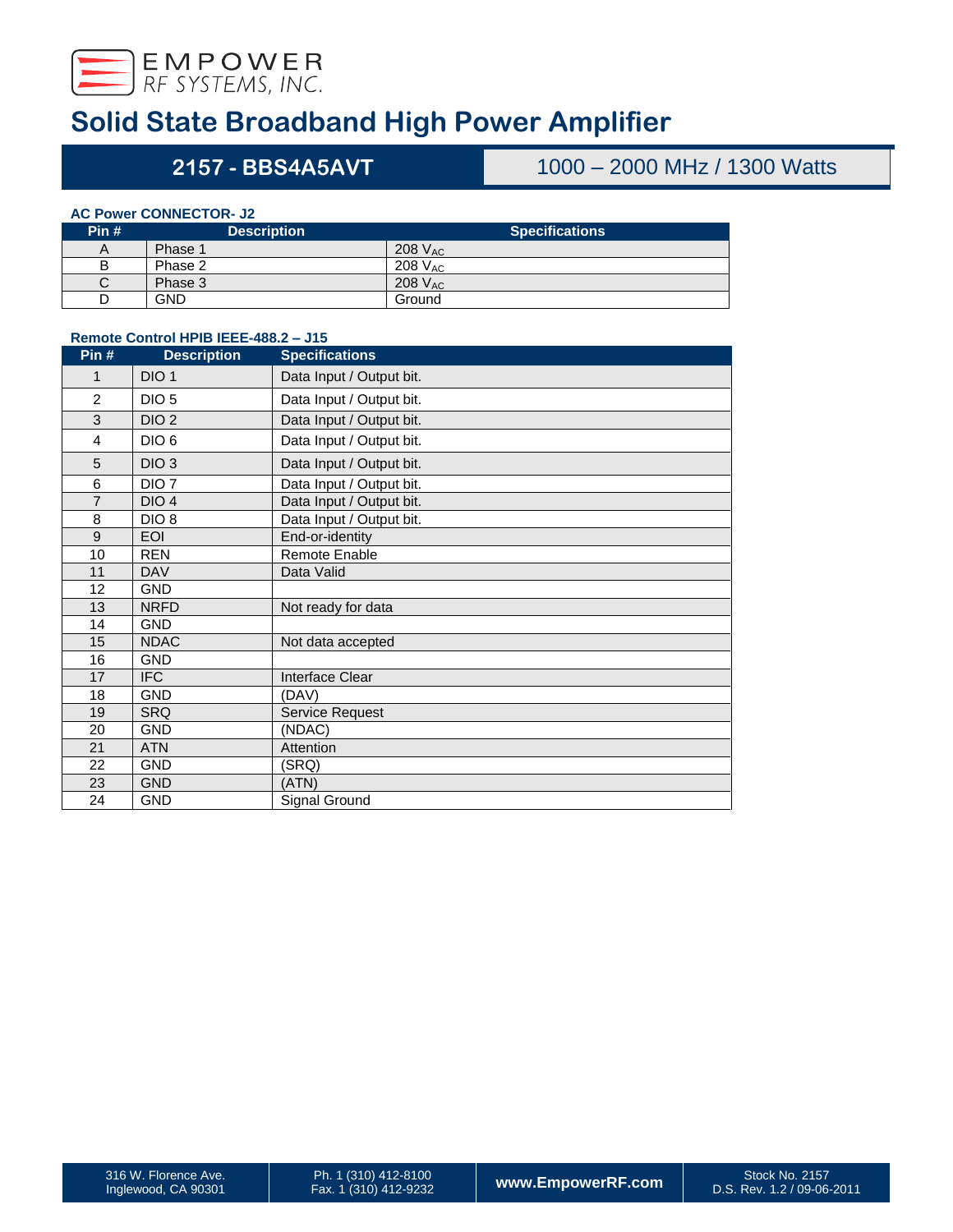# Solid State Broadband High Power Amplifier

## 2157 - BBS4A5AVT | 1000 – 2000 MHz / 1300 Watts

### AC Power CONNECTOR- J2

| Pin # | Description | Specifications |
|---|---|---|
| A | Phase 1 | 208 $V_{AC}$ |
| B | Phase 2 | 208 $V_{AC}$ |
| C | Phase 3 | 208 $V_{AC}$ |
| D | GND | Ground |

### Remote Control HPIB IEEE-488.2 – J15

| Pin # | Description | Specifications |
|---|---|---|
| 1 | DIO 1 | Data Input / Output bit. |
| 2 | DIO 5 | Data Input / Output bit. |
| 3 | DIO 2 | Data Input / Output bit. |
| 4 | DIO 6 | Data Input / Output bit. |
| 5 | DIO 3 | Data Input / Output bit. |
| 6 | DIO 7 | Data Input / Output bit. |
| 7 | DIO 4 | Data Input / Output bit. |
| 8 | DIO 8 | Data Input / Output bit. |
| 9 | EOI | End-or-identity |
| 10 | REN | Remote Enable |
| 11 | DAV | Data Valid |
| 12 | GND | |
| 13 | NRFD | Not ready for data |
| 14 | GND | |
| 15 | NDAC | Not data accepted |
| 16 | GND | |
| 17 | IFC | Interface Clear |
| 18 | GND | (DAV) |
| 19 | SRQ | Service Request |
| 20 | GND | (NDAC) |
| 21 | ATN | Attention |
| 22 | GND | (SRQ) |
| 23 | GND | (ATN) |
| 24 | GND | Signal Ground |

316 W. Florence Ave. Inglewood, CA 90301 | Ph. 1 (310) 412-8100 Fax. 1 (310) 412-9232 | www.EmpowerRF.com | Stock No. 2157 D.S. Rev. 1.2 / 09-06-2011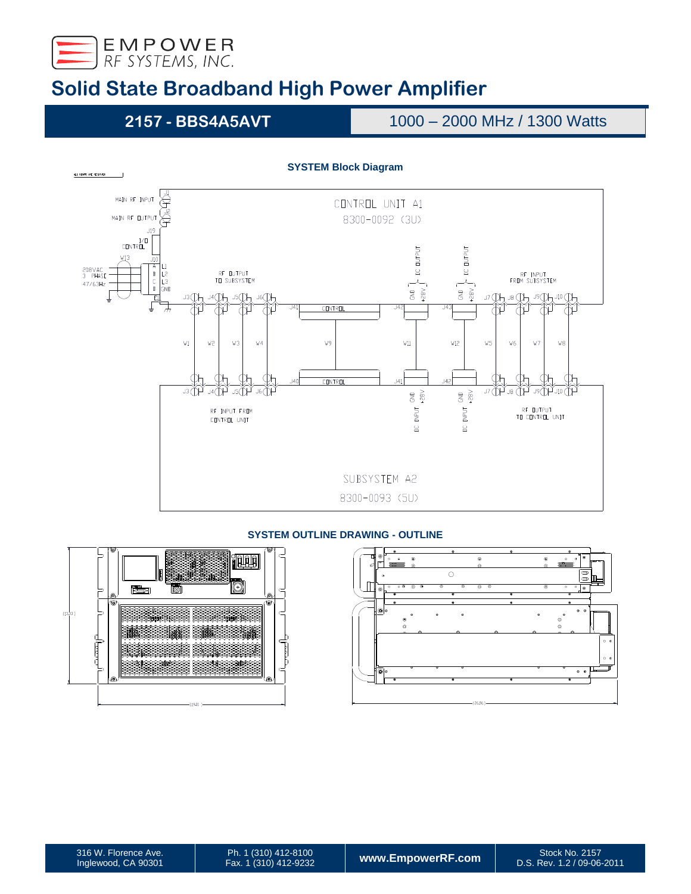# Solid State Broadband High Power Amplifier

**2157 - BBS4A5AVT** | 1000 – 2000 MHz / 1300 Watts

**SYSTEM Block Diagram**

**SYSTEM OUTLINE DRAWING - OUTLINE**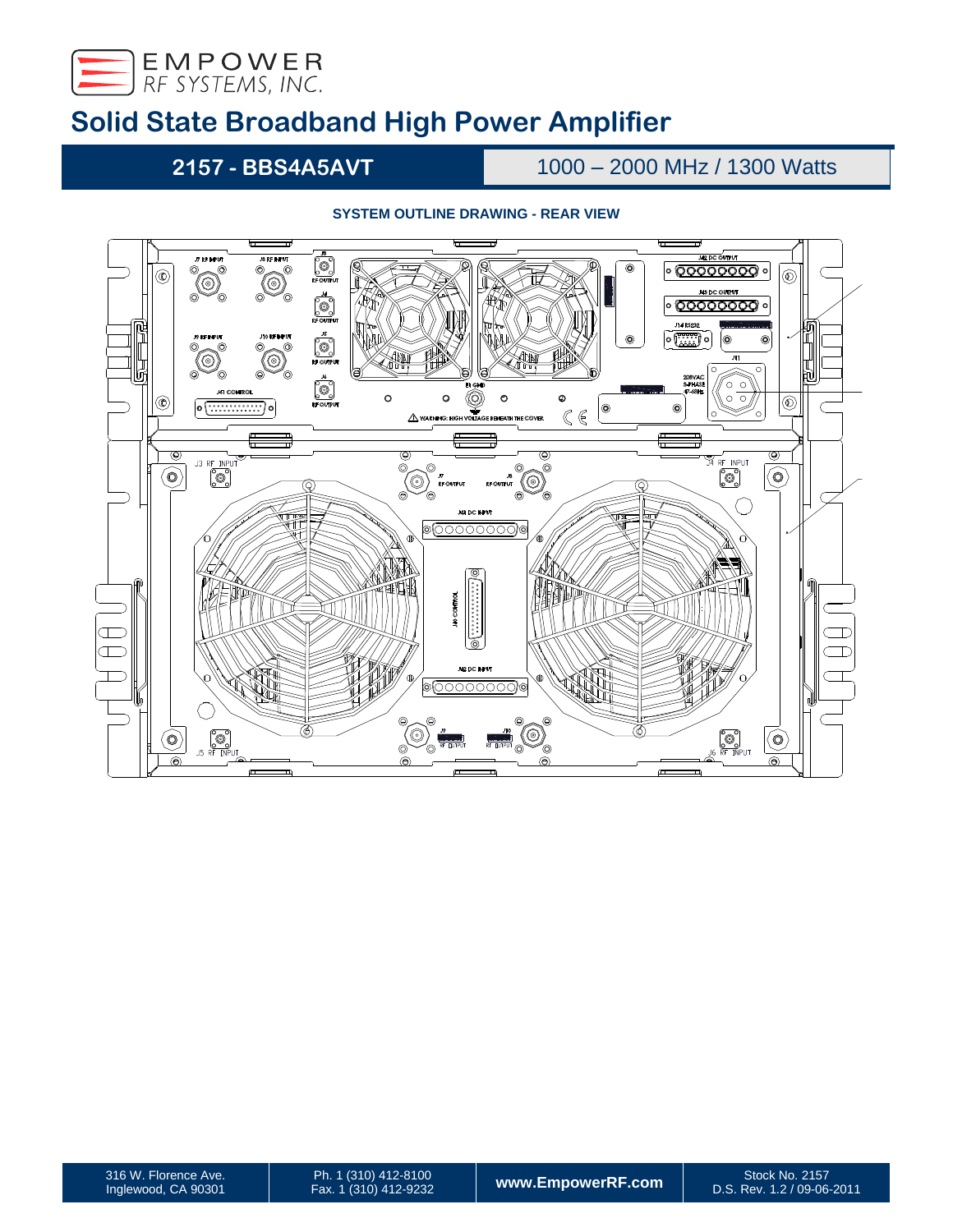# Solid State Broadband High Power Amplifier

## 2157 - BBS4A5AVT

1000 – 2000 MHz / 1300 Watts

**SYSTEM OUTLINE DRAWING - REAR VIEW**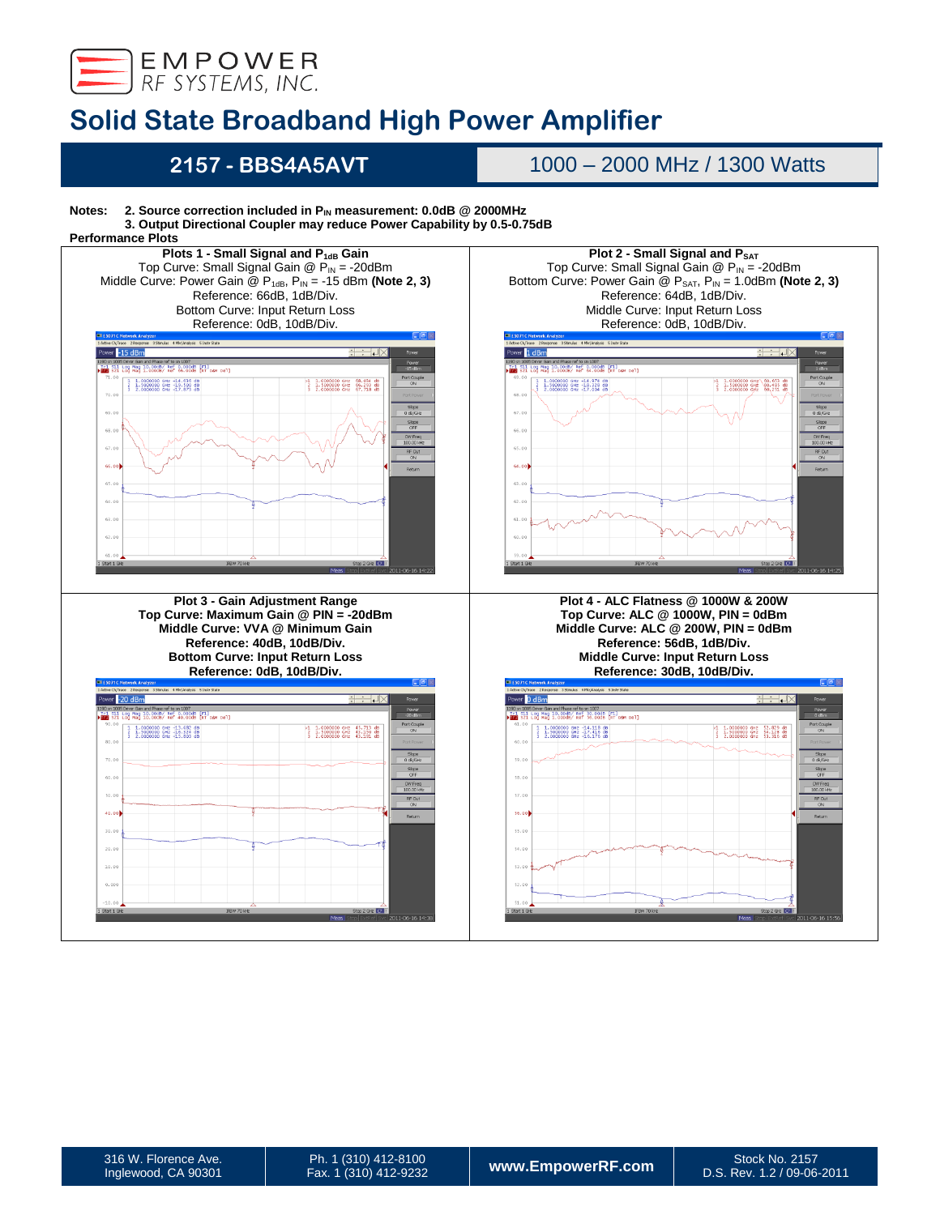# Solid State Broadband High Power Amplifier

## 2157 - BBS4A5AVT

1000 – 2000 MHz / 1300 Watts

**Notes: 2. Source correction included in $P_{IN}$ measurement: 0.0dB @ 2000MHz**
**3. Output Directional Coupler may reduce Power Capability by 0.5-0.75dB**

**Performance Plots**

**Plots 1 - Small Signal and $P_{1dB}$ Gain**
Top Curve: Small Signal Gain @ $P_{IN}$ = -20dBm
Middle Curve: Power Gain @ $P_{1dB}$, $P_{IN}$ = -15 dBm **(Note 2, 3)**
Reference: 66dB, 1dB/Div.
Bottom Curve: Input Return Loss
Reference: 0dB, 10dB/Div.

**Plot 2 - Small Signal and $P_{SAT}$**
Top Curve: Small Signal Gain @ $P_{IN}$ = -20dBm
Bottom Curve: Power Gain @ $P_{SAT}$, $P_{IN}$ = 1.0dBm **(Note 2, 3)**
Reference: 64dB, 1dB/Div.
Middle Curve: Input Return Loss
Reference: 0dB, 10dB/Div.

**Plot 3 - Gain Adjustment Range**
**Top Curve: Maximum Gain @ PIN = -20dBm**
**Middle Curve: VVA @ Minimum Gain**
**Reference: 40dB, 10dB/Div.**
**Bottom Curve: Input Return Loss**
**Reference: 0dB, 10dB/Div.**

**Plot 4 - ALC Flatness @ 1000W & 200W**
**Top Curve: ALC @ 1000W, PIN = 0dBm**
**Middle Curve: ALC @ 200W, PIN = 0dBm**
**Reference: 56dB, 1dB/Div.**
**Middle Curve: Input Return Loss**
**Reference: 30dB, 10dB/Div.**

316 W. Florence Ave.
Inglewood, CA 90301

Ph. 1 (310) 412-8100
Fax. 1 (310) 412-9232

www.EmpowerRF.com

Stock No. 2157
D.S. Rev. 1.2 / 09-06-2011